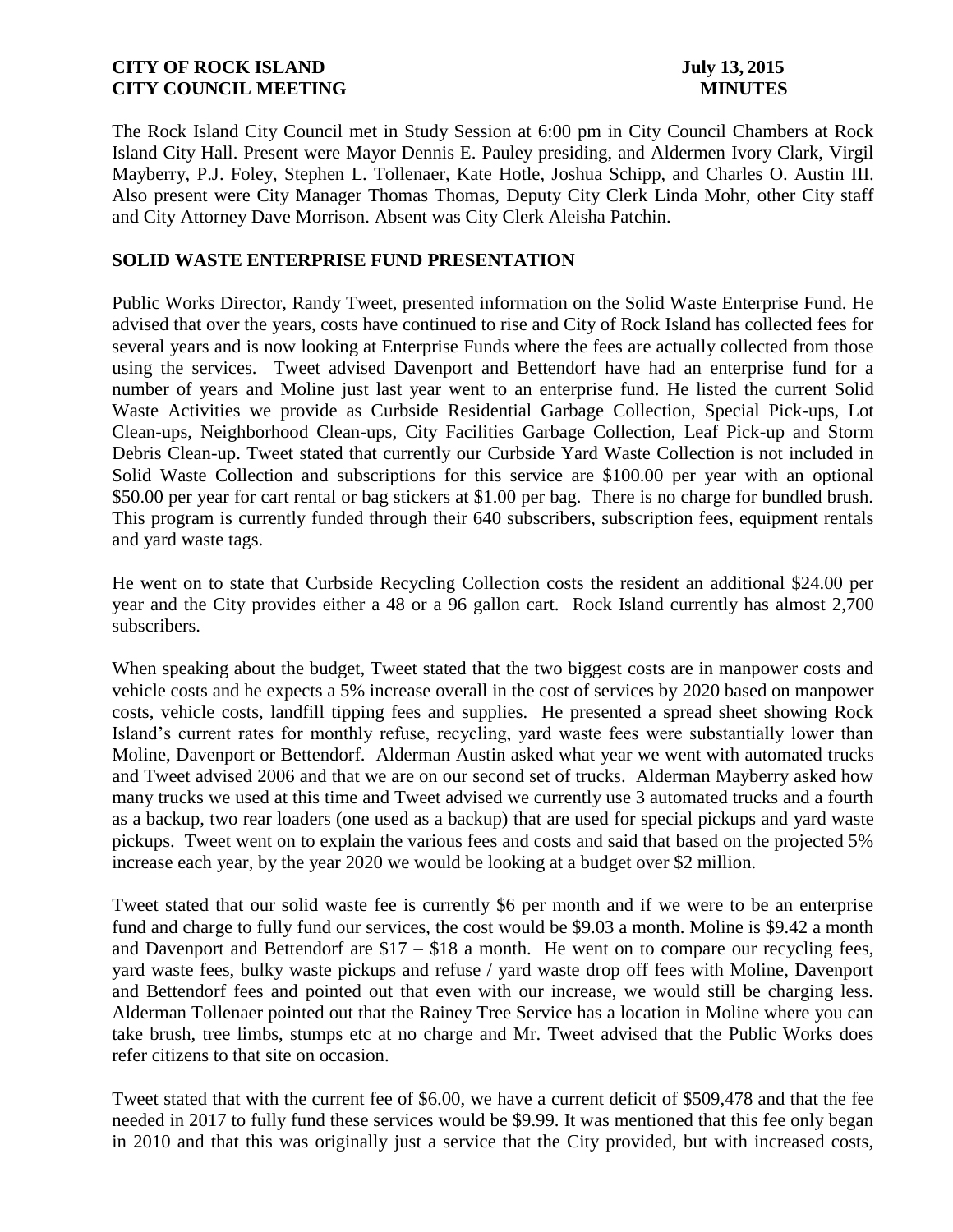**CITY OF ROCK ISLAND** **July 13, 2015**
**CITY COUNCIL MEETING** **MINUTES**

The Rock Island City Council met in Study Session at 6:00 pm in City Council Chambers at Rock Island City Hall. Present were Mayor Dennis E. Pauley presiding, and Aldermen Ivory Clark, Virgil Mayberry, P.J. Foley, Stephen L. Tollenaer, Kate Hotle, Joshua Schipp, and Charles O. Austin III. Also present were City Manager Thomas Thomas, Deputy City Clerk Linda Mohr, other City staff and City Attorney Dave Morrison. Absent was City Clerk Aleisha Patchin.

## SOLID WASTE ENTERPRISE FUND PRESENTATION

Public Works Director, Randy Tweet, presented information on the Solid Waste Enterprise Fund. He advised that over the years, costs have continued to rise and City of Rock Island has collected fees for several years and is now looking at Enterprise Funds where the fees are actually collected from those using the services. Tweet advised Davenport and Bettendorf have had an enterprise fund for a number of years and Moline just last year went to an enterprise fund. He listed the current Solid Waste Activities we provide as Curbside Residential Garbage Collection, Special Pick-ups, Lot Clean-ups, Neighborhood Clean-ups, City Facilities Garbage Collection, Leaf Pick-up and Storm Debris Clean-up. Tweet stated that currently our Curbside Yard Waste Collection is not included in Solid Waste Collection and subscriptions for this service are $100.00 per year with an optional $50.00 per year for cart rental or bag stickers at $1.00 per bag. There is no charge for bundled brush. This program is currently funded through their 640 subscribers, subscription fees, equipment rentals and yard waste tags.

He went on to state that Curbside Recycling Collection costs the resident an additional $24.00 per year and the City provides either a 48 or a 96 gallon cart. Rock Island currently has almost 2,700 subscribers.

When speaking about the budget, Tweet stated that the two biggest costs are in manpower costs and vehicle costs and he expects a 5% increase overall in the cost of services by 2020 based on manpower costs, vehicle costs, landfill tipping fees and supplies. He presented a spread sheet showing Rock Island's current rates for monthly refuse, recycling, yard waste fees were substantially lower than Moline, Davenport or Bettendorf. Alderman Austin asked what year we went with automated trucks and Tweet advised 2006 and that we are on our second set of trucks. Alderman Mayberry asked how many trucks we used at this time and Tweet advised we currently use 3 automated trucks and a fourth as a backup, two rear loaders (one used as a backup) that are used for special pickups and yard waste pickups. Tweet went on to explain the various fees and costs and said that based on the projected 5% increase each year, by the year 2020 we would be looking at a budget over $2 million.

Tweet stated that our solid waste fee is currently $6 per month and if we were to be an enterprise fund and charge to fully fund our services, the cost would be $9.03 a month. Moline is $9.42 a month and Davenport and Bettendorf are $17 – $18 a month. He went on to compare our recycling fees, yard waste fees, bulky waste pickups and refuse / yard waste drop off fees with Moline, Davenport and Bettendorf fees and pointed out that even with our increase, we would still be charging less. Alderman Tollenaer pointed out that the Rainey Tree Service has a location in Moline where you can take brush, tree limbs, stumps etc at no charge and Mr. Tweet advised that the Public Works does refer citizens to that site on occasion.

Tweet stated that with the current fee of $6.00, we have a current deficit of $509,478 and that the fee needed in 2017 to fully fund these services would be $9.99. It was mentioned that this fee only began in 2010 and that this was originally just a service that the City provided, but with increased costs,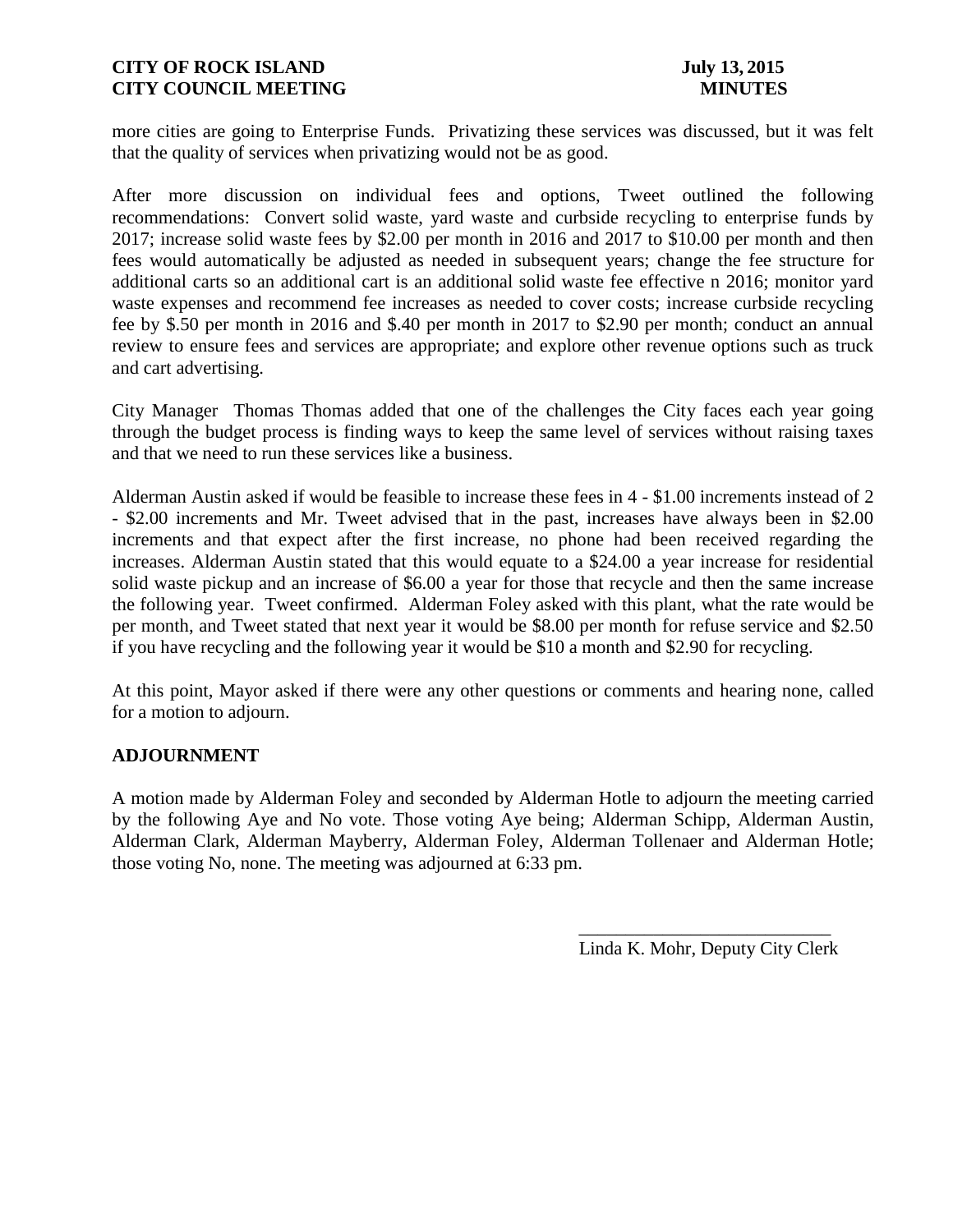more cities are going to Enterprise Funds. Privatizing these services was discussed, but it was felt that the quality of services when privatizing would not be as good.

After more discussion on individual fees and options, Tweet outlined the following recommendations: Convert solid waste, yard waste and curbside recycling to enterprise funds by 2017; increase solid waste fees by $2.00 per month in 2016 and 2017 to $10.00 per month and then fees would automatically be adjusted as needed in subsequent years; change the fee structure for additional carts so an additional cart is an additional solid waste fee effective n 2016; monitor yard waste expenses and recommend fee increases as needed to cover costs; increase curbside recycling fee by $.50 per month in 2016 and $.40 per month in 2017 to $2.90 per month; conduct an annual review to ensure fees and services are appropriate; and explore other revenue options such as truck and cart advertising.

City Manager Thomas Thomas added that one of the challenges the City faces each year going through the budget process is finding ways to keep the same level of services without raising taxes and that we need to run these services like a business.

Alderman Austin asked if would be feasible to increase these fees in 4 - $1.00 increments instead of 2 - $2.00 increments and Mr. Tweet advised that in the past, increases have always been in $2.00 increments and that expect after the first increase, no phone had been received regarding the increases. Alderman Austin stated that this would equate to a $24.00 a year increase for residential solid waste pickup and an increase of $6.00 a year for those that recycle and then the same increase the following year. Tweet confirmed. Alderman Foley asked with this plant, what the rate would be per month, and Tweet stated that next year it would be $8.00 per month for refuse service and $2.50 if you have recycling and the following year it would be $10 a month and $2.90 for recycling.

At this point, Mayor asked if there were any other questions or comments and hearing none, called for a motion to adjourn.

## ADJOURNMENT

A motion made by Alderman Foley and seconded by Alderman Hotle to adjourn the meeting carried by the following Aye and No vote. Those voting Aye being; Alderman Schipp, Alderman Austin, Alderman Clark, Alderman Mayberry, Alderman Foley, Alderman Tollenaer and Alderman Hotle; those voting No, none. The meeting was adjourned at 6:33 pm.

\_\_\_\_\_\_\_\_\_\_\_\_\_\_\_\_\_\_\_\_\_\_\_\_\_\_\_\_

Linda K. Mohr, Deputy City Clerk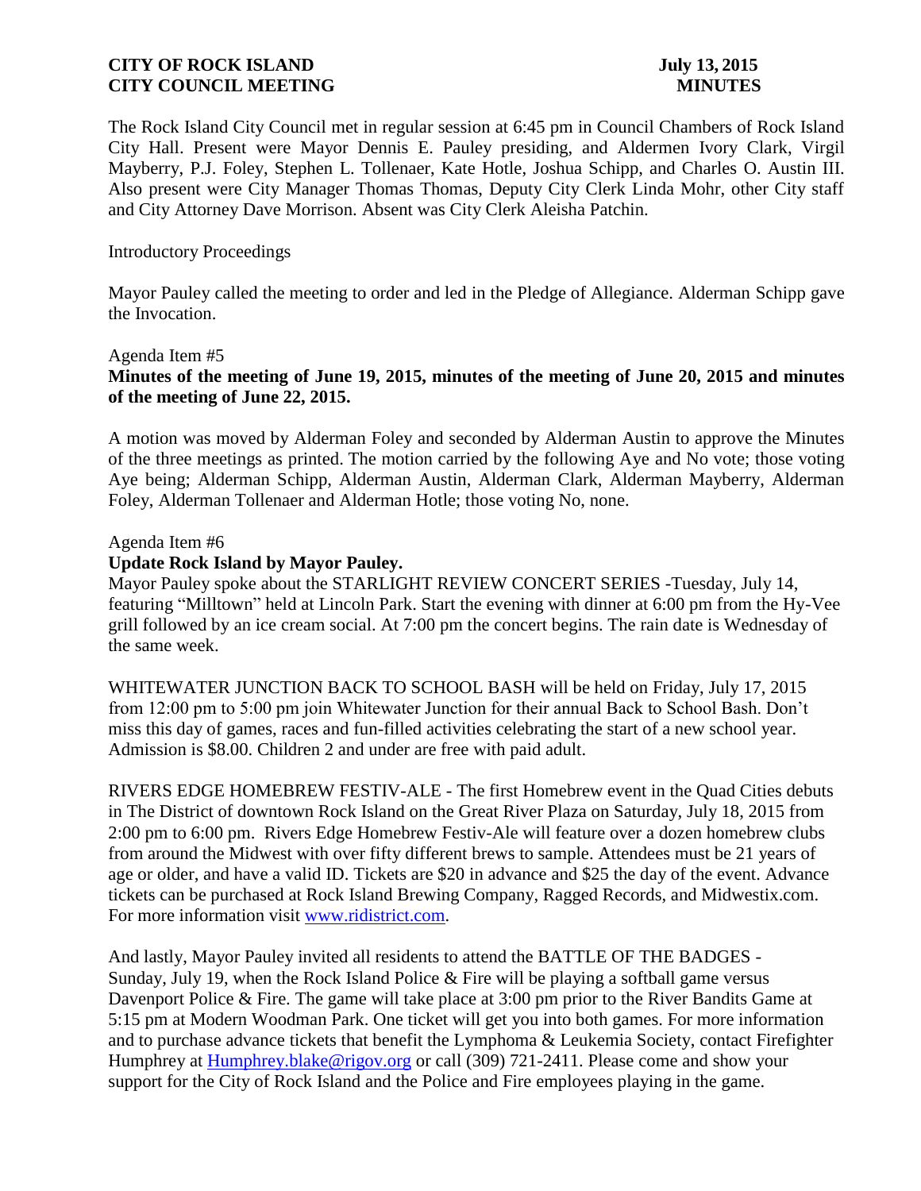The Rock Island City Council met in regular session at 6:45 pm in Council Chambers of Rock Island City Hall. Present were Mayor Dennis E. Pauley presiding, and Aldermen Ivory Clark, Virgil Mayberry, P.J. Foley, Stephen L. Tollenaer, Kate Hotle, Joshua Schipp, and Charles O. Austin III. Also present were City Manager Thomas Thomas, Deputy City Clerk Linda Mohr, other City staff and City Attorney Dave Morrison. Absent was City Clerk Aleisha Patchin.

Introductory Proceedings

Mayor Pauley called the meeting to order and led in the Pledge of Allegiance. Alderman Schipp gave the Invocation.

Agenda Item #5

**Minutes of the meeting of June 19, 2015, minutes of the meeting of June 20, 2015 and minutes of the meeting of June 22, 2015.**

A motion was moved by Alderman Foley and seconded by Alderman Austin to approve the Minutes of the three meetings as printed. The motion carried by the following Aye and No vote; those voting Aye being; Alderman Schipp, Alderman Austin, Alderman Clark, Alderman Mayberry, Alderman Foley, Alderman Tollenaer and Alderman Hotle; those voting No, none.

Agenda Item #6

**Update Rock Island by Mayor Pauley.**

Mayor Pauley spoke about the STARLIGHT REVIEW CONCERT SERIES -Tuesday, July 14, featuring "Milltown" held at Lincoln Park. Start the evening with dinner at 6:00 pm from the Hy-Vee grill followed by an ice cream social. At 7:00 pm the concert begins. The rain date is Wednesday of the same week.

WHITEWATER JUNCTION BACK TO SCHOOL BASH will be held on Friday, July 17, 2015 from 12:00 pm to 5:00 pm join Whitewater Junction for their annual Back to School Bash. Don't miss this day of games, races and fun-filled activities celebrating the start of a new school year. Admission is $8.00. Children 2 and under are free with paid adult.

RIVERS EDGE HOMEBREW FESTIV-ALE - The first Homebrew event in the Quad Cities debuts in The District of downtown Rock Island on the Great River Plaza on Saturday, July 18, 2015 from 2:00 pm to 6:00 pm. Rivers Edge Homebrew Festiv-Ale will feature over a dozen homebrew clubs from around the Midwest with over fifty different brews to sample. Attendees must be 21 years of age or older, and have a valid ID. Tickets are $20 in advance and $25 the day of the event. Advance tickets can be purchased at Rock Island Brewing Company, Ragged Records, and Midwestix.com. For more information visit www.ridistrict.com.

And lastly, Mayor Pauley invited all residents to attend the BATTLE OF THE BADGES - Sunday, July 19, when the Rock Island Police & Fire will be playing a softball game versus Davenport Police & Fire. The game will take place at 3:00 pm prior to the River Bandits Game at 5:15 pm at Modern Woodman Park. One ticket will get you into both games. For more information and to purchase advance tickets that benefit the Lymphoma & Leukemia Society, contact Firefighter Humphrey at Humphrey.blake@rigov.org or call (309) 721-2411. Please come and show your support for the City of Rock Island and the Police and Fire employees playing in the game.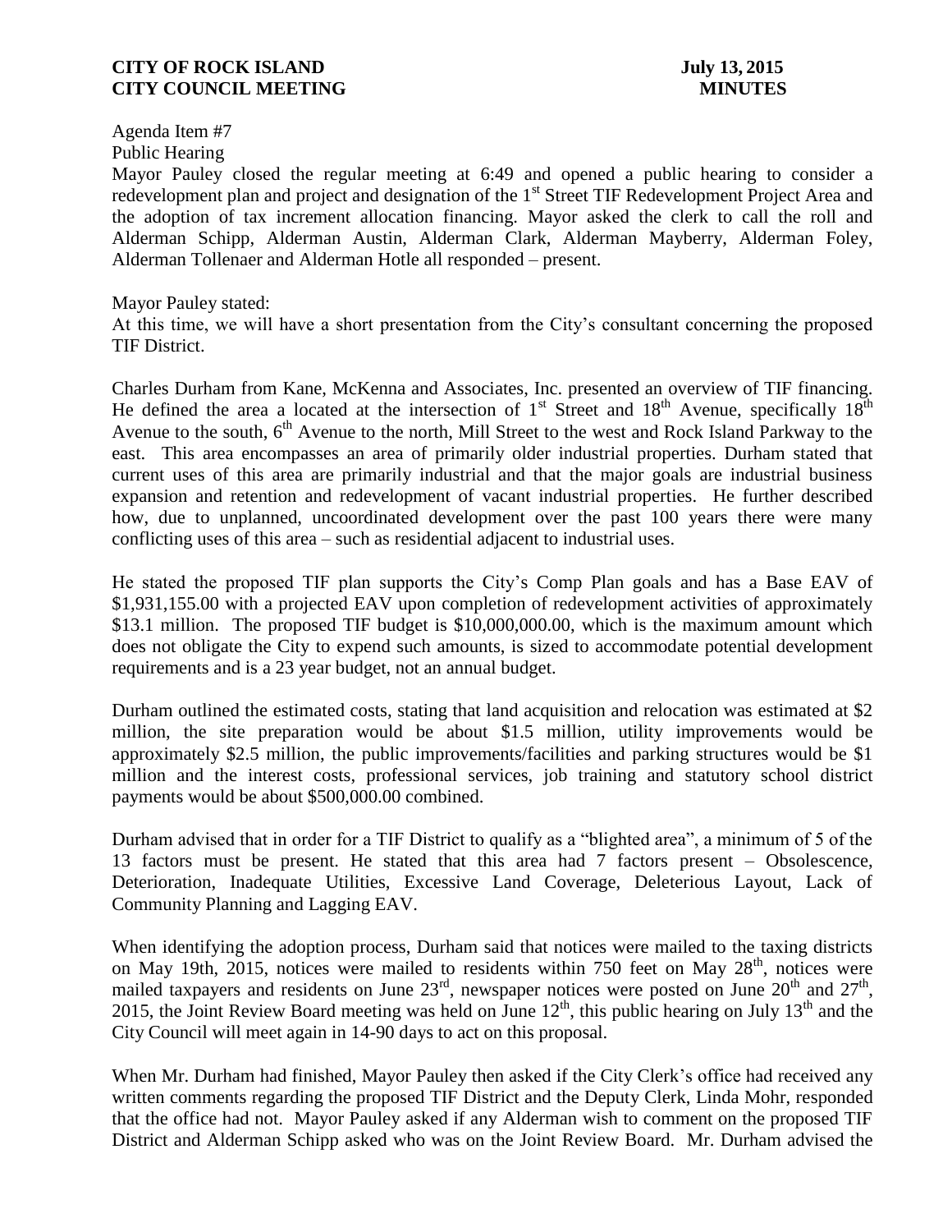Agenda Item #7
Public Hearing

Mayor Pauley closed the regular meeting at 6:49 and opened a public hearing to consider a redevelopment plan and project and designation of the 1st Street TIF Redevelopment Project Area and the adoption of tax increment allocation financing. Mayor asked the clerk to call the roll and Alderman Schipp, Alderman Austin, Alderman Clark, Alderman Mayberry, Alderman Foley, Alderman Tollenaer and Alderman Hotle all responded – present.

Mayor Pauley stated:
At this time, we will have a short presentation from the City's consultant concerning the proposed TIF District.

Charles Durham from Kane, McKenna and Associates, Inc. presented an overview of TIF financing. He defined the area a located at the intersection of 1st Street and 18th Avenue, specifically 18th Avenue to the south, 6th Avenue to the north, Mill Street to the west and Rock Island Parkway to the east. This area encompasses an area of primarily older industrial properties. Durham stated that current uses of this area are primarily industrial and that the major goals are industrial business expansion and retention and redevelopment of vacant industrial properties. He further described how, due to unplanned, uncoordinated development over the past 100 years there were many conflicting uses of this area – such as residential adjacent to industrial uses.

He stated the proposed TIF plan supports the City's Comp Plan goals and has a Base EAV of $1,931,155.00 with a projected EAV upon completion of redevelopment activities of approximately $13.1 million. The proposed TIF budget is $10,000,000.00, which is the maximum amount which does not obligate the City to expend such amounts, is sized to accommodate potential development requirements and is a 23 year budget, not an annual budget.

Durham outlined the estimated costs, stating that land acquisition and relocation was estimated at $2 million, the site preparation would be about $1.5 million, utility improvements would be approximately $2.5 million, the public improvements/facilities and parking structures would be $1 million and the interest costs, professional services, job training and statutory school district payments would be about $500,000.00 combined.

Durham advised that in order for a TIF District to qualify as a "blighted area", a minimum of 5 of the 13 factors must be present. He stated that this area had 7 factors present – Obsolescence, Deterioration, Inadequate Utilities, Excessive Land Coverage, Deleterious Layout, Lack of Community Planning and Lagging EAV.

When identifying the adoption process, Durham said that notices were mailed to the taxing districts on May 19th, 2015, notices were mailed to residents within 750 feet on May 28th, notices were mailed taxpayers and residents on June 23rd, newspaper notices were posted on June 20th and 27th, 2015, the Joint Review Board meeting was held on June 12th, this public hearing on July 13th and the City Council will meet again in 14-90 days to act on this proposal.

When Mr. Durham had finished, Mayor Pauley then asked if the City Clerk's office had received any written comments regarding the proposed TIF District and the Deputy Clerk, Linda Mohr, responded that the office had not. Mayor Pauley asked if any Alderman wish to comment on the proposed TIF District and Alderman Schipp asked who was on the Joint Review Board. Mr. Durham advised the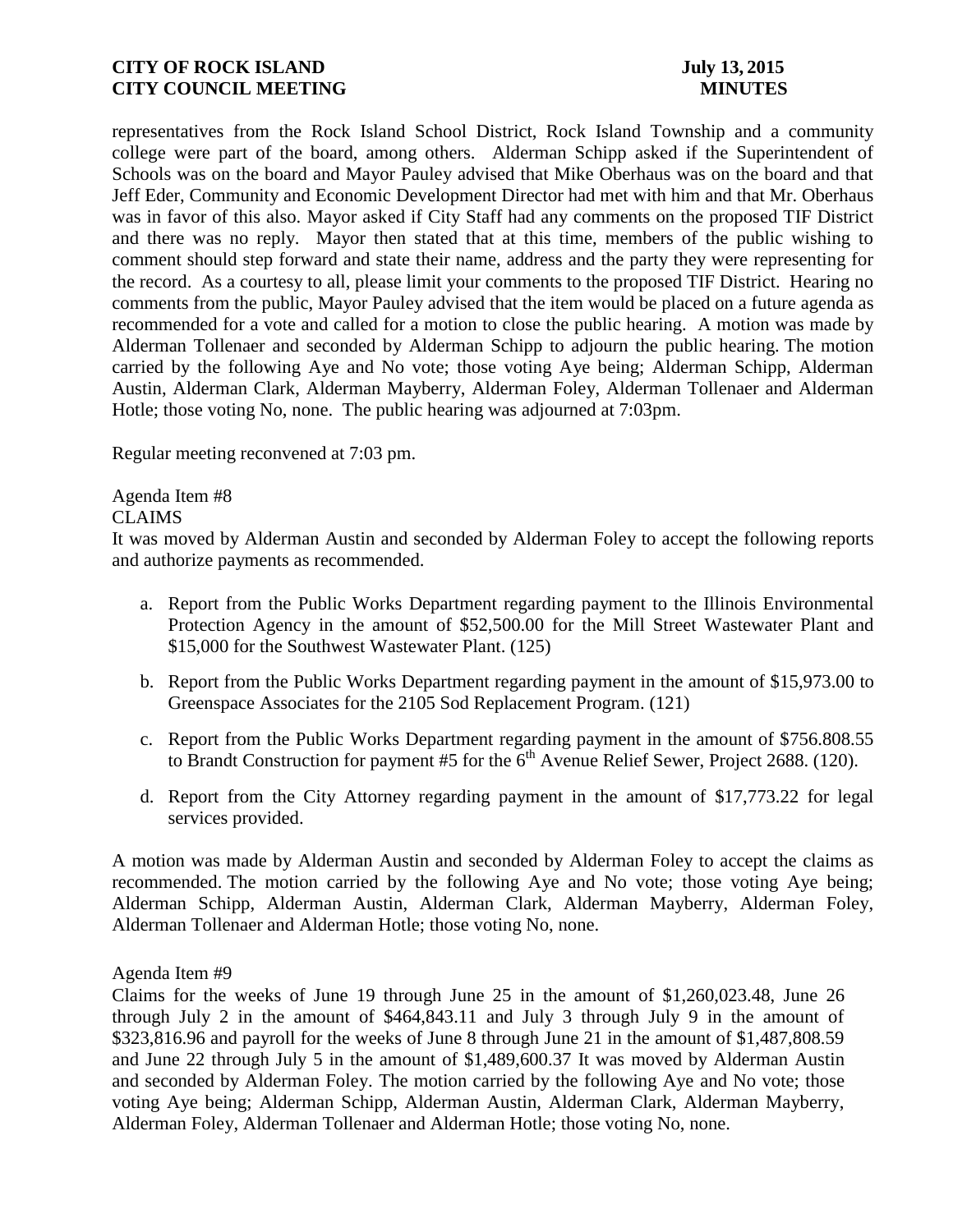representatives from the Rock Island School District, Rock Island Township and a community college were part of the board, among others. Alderman Schipp asked if the Superintendent of Schools was on the board and Mayor Pauley advised that Mike Oberhaus was on the board and that Jeff Eder, Community and Economic Development Director had met with him and that Mr. Oberhaus was in favor of this also. Mayor asked if City Staff had any comments on the proposed TIF District and there was no reply. Mayor then stated that at this time, members of the public wishing to comment should step forward and state their name, address and the party they were representing for the record. As a courtesy to all, please limit your comments to the proposed TIF District. Hearing no comments from the public, Mayor Pauley advised that the item would be placed on a future agenda as recommended for a vote and called for a motion to close the public hearing. A motion was made by Alderman Tollenaer and seconded by Alderman Schipp to adjourn the public hearing. The motion carried by the following Aye and No vote; those voting Aye being; Alderman Schipp, Alderman Austin, Alderman Clark, Alderman Mayberry, Alderman Foley, Alderman Tollenaer and Alderman Hotle; those voting No, none. The public hearing was adjourned at 7:03pm.

Regular meeting reconvened at 7:03 pm.

Agenda Item #8
CLAIMS
It was moved by Alderman Austin and seconded by Alderman Foley to accept the following reports and authorize payments as recommended.

a. Report from the Public Works Department regarding payment to the Illinois Environmental Protection Agency in the amount of $52,500.00 for the Mill Street Wastewater Plant and $15,000 for the Southwest Wastewater Plant. (125)

b. Report from the Public Works Department regarding payment in the amount of $15,973.00 to Greenspace Associates for the 2105 Sod Replacement Program. (121)

c. Report from the Public Works Department regarding payment in the amount of $756.808.55 to Brandt Construction for payment #5 for the 6th Avenue Relief Sewer, Project 2688. (120).

d. Report from the City Attorney regarding payment in the amount of $17,773.22 for legal services provided.

A motion was made by Alderman Austin and seconded by Alderman Foley to accept the claims as recommended. The motion carried by the following Aye and No vote; those voting Aye being; Alderman Schipp, Alderman Austin, Alderman Clark, Alderman Mayberry, Alderman Foley, Alderman Tollenaer and Alderman Hotle; those voting No, none.

Agenda Item #9
Claims for the weeks of June 19 through June 25 in the amount of $1,260,023.48, June 26 through July 2 in the amount of $464,843.11 and July 3 through July 9 in the amount of $323,816.96 and payroll for the weeks of June 8 through June 21 in the amount of $1,487,808.59 and June 22 through July 5 in the amount of $1,489,600.37 It was moved by Alderman Austin and seconded by Alderman Foley. The motion carried by the following Aye and No vote; those voting Aye being; Alderman Schipp, Alderman Austin, Alderman Clark, Alderman Mayberry, Alderman Foley, Alderman Tollenaer and Alderman Hotle; those voting No, none.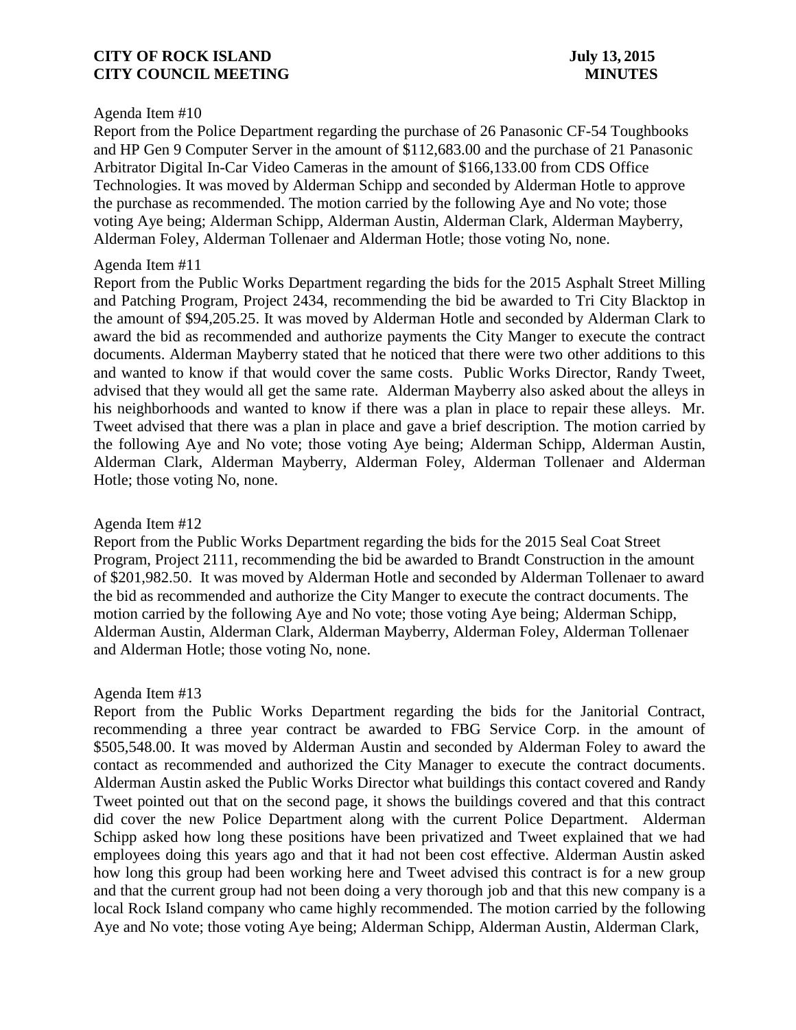Agenda Item #10

Report from the Police Department regarding the purchase of 26 Panasonic CF-54 Toughbooks and HP Gen 9 Computer Server in the amount of $112,683.00 and the purchase of 21 Panasonic Arbitrator Digital In-Car Video Cameras in the amount of $166,133.00 from CDS Office Technologies. It was moved by Alderman Schipp and seconded by Alderman Hotle to approve the purchase as recommended. The motion carried by the following Aye and No vote; those voting Aye being; Alderman Schipp, Alderman Austin, Alderman Clark, Alderman Mayberry, Alderman Foley, Alderman Tollenaer and Alderman Hotle; those voting No, none.

Agenda Item #11

Report from the Public Works Department regarding the bids for the 2015 Asphalt Street Milling and Patching Program, Project 2434, recommending the bid be awarded to Tri City Blacktop in the amount of $94,205.25. It was moved by Alderman Hotle and seconded by Alderman Clark to award the bid as recommended and authorize payments the City Manger to execute the contract documents. Alderman Mayberry stated that he noticed that there were two other additions to this and wanted to know if that would cover the same costs. Public Works Director, Randy Tweet, advised that they would all get the same rate. Alderman Mayberry also asked about the alleys in his neighborhoods and wanted to know if there was a plan in place to repair these alleys. Mr. Tweet advised that there was a plan in place and gave a brief description. The motion carried by the following Aye and No vote; those voting Aye being; Alderman Schipp, Alderman Austin, Alderman Clark, Alderman Mayberry, Alderman Foley, Alderman Tollenaer and Alderman Hotle; those voting No, none.

Agenda Item #12

Report from the Public Works Department regarding the bids for the 2015 Seal Coat Street Program, Project 2111, recommending the bid be awarded to Brandt Construction in the amount of $201,982.50. It was moved by Alderman Hotle and seconded by Alderman Tollenaer to award the bid as recommended and authorize the City Manger to execute the contract documents. The motion carried by the following Aye and No vote; those voting Aye being; Alderman Schipp, Alderman Austin, Alderman Clark, Alderman Mayberry, Alderman Foley, Alderman Tollenaer and Alderman Hotle; those voting No, none.

Agenda Item #13

Report from the Public Works Department regarding the bids for the Janitorial Contract, recommending a three year contract be awarded to FBG Service Corp. in the amount of $505,548.00. It was moved by Alderman Austin and seconded by Alderman Foley to award the contact as recommended and authorized the City Manager to execute the contract documents. Alderman Austin asked the Public Works Director what buildings this contact covered and Randy Tweet pointed out that on the second page, it shows the buildings covered and that this contract did cover the new Police Department along with the current Police Department. Alderman Schipp asked how long these positions have been privatized and Tweet explained that we had employees doing this years ago and that it had not been cost effective. Alderman Austin asked how long this group had been working here and Tweet advised this contract is for a new group and that the current group had not been doing a very thorough job and that this new company is a local Rock Island company who came highly recommended. The motion carried by the following Aye and No vote; those voting Aye being; Alderman Schipp, Alderman Austin, Alderman Clark,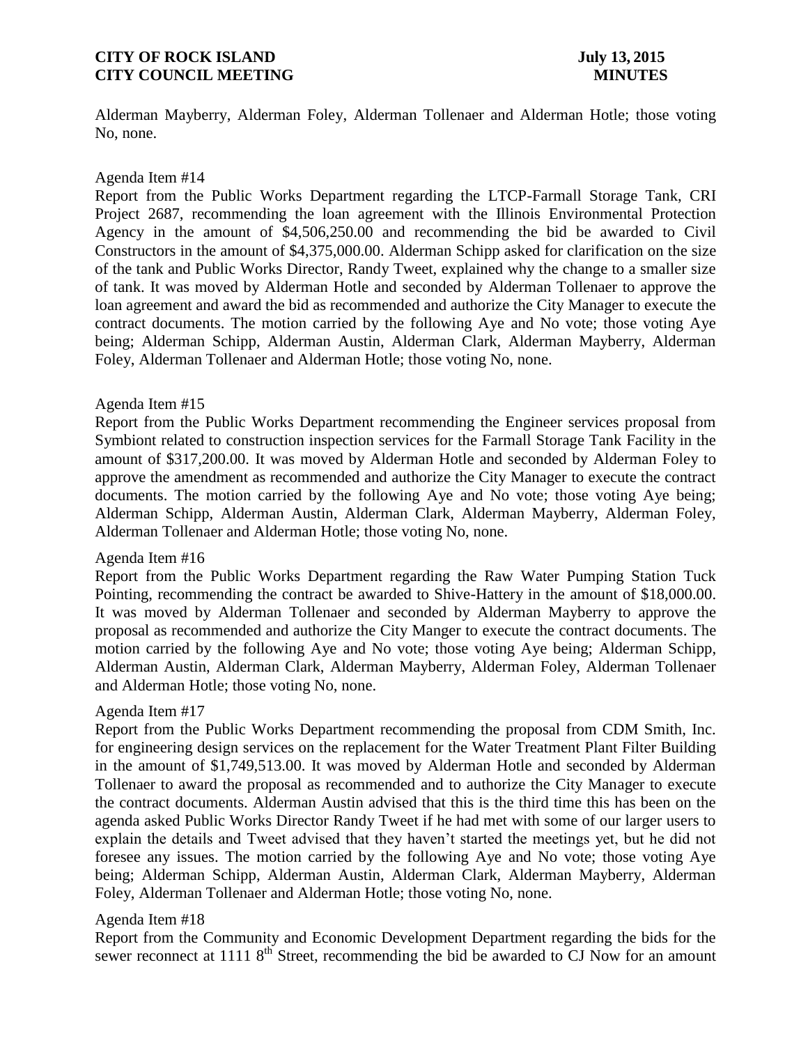Alderman Mayberry, Alderman Foley, Alderman Tollenaer and Alderman Hotle; those voting No, none.

Agenda Item #14
Report from the Public Works Department regarding the LTCP-Farmall Storage Tank, CRI Project 2687, recommending the loan agreement with the Illinois Environmental Protection Agency in the amount of $4,506,250.00 and recommending the bid be awarded to Civil Constructors in the amount of $4,375,000.00. Alderman Schipp asked for clarification on the size of the tank and Public Works Director, Randy Tweet, explained why the change to a smaller size of tank. It was moved by Alderman Hotle and seconded by Alderman Tollenaer to approve the loan agreement and award the bid as recommended and authorize the City Manager to execute the contract documents. The motion carried by the following Aye and No vote; those voting Aye being; Alderman Schipp, Alderman Austin, Alderman Clark, Alderman Mayberry, Alderman Foley, Alderman Tollenaer and Alderman Hotle; those voting No, none.

Agenda Item #15
Report from the Public Works Department recommending the Engineer services proposal from Symbiont related to construction inspection services for the Farmall Storage Tank Facility in the amount of $317,200.00. It was moved by Alderman Hotle and seconded by Alderman Foley to approve the amendment as recommended and authorize the City Manager to execute the contract documents. The motion carried by the following Aye and No vote; those voting Aye being; Alderman Schipp, Alderman Austin, Alderman Clark, Alderman Mayberry, Alderman Foley, Alderman Tollenaer and Alderman Hotle; those voting No, none.

Agenda Item #16
Report from the Public Works Department regarding the Raw Water Pumping Station Tuck Pointing, recommending the contract be awarded to Shive-Hattery in the amount of $18,000.00. It was moved by Alderman Tollenaer and seconded by Alderman Mayberry to approve the proposal as recommended and authorize the City Manger to execute the contract documents. The motion carried by the following Aye and No vote; those voting Aye being; Alderman Schipp, Alderman Austin, Alderman Clark, Alderman Mayberry, Alderman Foley, Alderman Tollenaer and Alderman Hotle; those voting No, none.

Agenda Item #17
Report from the Public Works Department recommending the proposal from CDM Smith, Inc. for engineering design services on the replacement for the Water Treatment Plant Filter Building in the amount of $1,749,513.00. It was moved by Alderman Hotle and seconded by Alderman Tollenaer to award the proposal as recommended and to authorize the City Manager to execute the contract documents. Alderman Austin advised that this is the third time this has been on the agenda asked Public Works Director Randy Tweet if he had met with some of our larger users to explain the details and Tweet advised that they haven't started the meetings yet, but he did not foresee any issues. The motion carried by the following Aye and No vote; those voting Aye being; Alderman Schipp, Alderman Austin, Alderman Clark, Alderman Mayberry, Alderman Foley, Alderman Tollenaer and Alderman Hotle; those voting No, none.

Agenda Item #18
Report from the Community and Economic Development Department regarding the bids for the sewer reconnect at 1111 8th Street, recommending the bid be awarded to CJ Now for an amount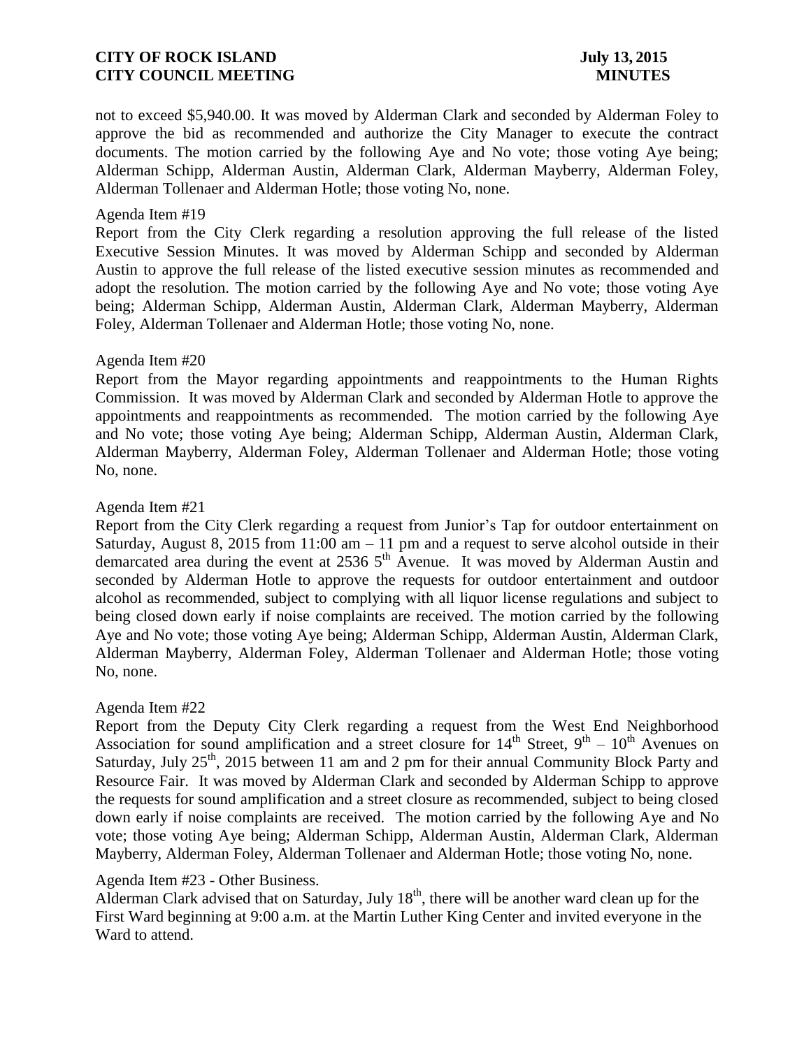not to exceed $5,940.00. It was moved by Alderman Clark and seconded by Alderman Foley to approve the bid as recommended and authorize the City Manager to execute the contract documents. The motion carried by the following Aye and No vote; those voting Aye being; Alderman Schipp, Alderman Austin, Alderman Clark, Alderman Mayberry, Alderman Foley, Alderman Tollenaer and Alderman Hotle; those voting No, none.

Agenda Item #19

Report from the City Clerk regarding a resolution approving the full release of the listed Executive Session Minutes. It was moved by Alderman Schipp and seconded by Alderman Austin to approve the full release of the listed executive session minutes as recommended and adopt the resolution. The motion carried by the following Aye and No vote; those voting Aye being; Alderman Schipp, Alderman Austin, Alderman Clark, Alderman Mayberry, Alderman Foley, Alderman Tollenaer and Alderman Hotle; those voting No, none.

Agenda Item #20

Report from the Mayor regarding appointments and reappointments to the Human Rights Commission. It was moved by Alderman Clark and seconded by Alderman Hotle to approve the appointments and reappointments as recommended. The motion carried by the following Aye and No vote; those voting Aye being; Alderman Schipp, Alderman Austin, Alderman Clark, Alderman Mayberry, Alderman Foley, Alderman Tollenaer and Alderman Hotle; those voting No, none.

Agenda Item #21

Report from the City Clerk regarding a request from Junior's Tap for outdoor entertainment on Saturday, August 8, 2015 from 11:00 am – 11 pm and a request to serve alcohol outside in their demarcated area during the event at 2536 5th Avenue. It was moved by Alderman Austin and seconded by Alderman Hotle to approve the requests for outdoor entertainment and outdoor alcohol as recommended, subject to complying with all liquor license regulations and subject to being closed down early if noise complaints are received. The motion carried by the following Aye and No vote; those voting Aye being; Alderman Schipp, Alderman Austin, Alderman Clark, Alderman Mayberry, Alderman Foley, Alderman Tollenaer and Alderman Hotle; those voting No, none.

Agenda Item #22

Report from the Deputy City Clerk regarding a request from the West End Neighborhood Association for sound amplification and a street closure for 14th Street, 9th – 10th Avenues on Saturday, July 25th, 2015 between 11 am and 2 pm for their annual Community Block Party and Resource Fair. It was moved by Alderman Clark and seconded by Alderman Schipp to approve the requests for sound amplification and a street closure as recommended, subject to being closed down early if noise complaints are received. The motion carried by the following Aye and No vote; those voting Aye being; Alderman Schipp, Alderman Austin, Alderman Clark, Alderman Mayberry, Alderman Foley, Alderman Tollenaer and Alderman Hotle; those voting No, none.

Agenda Item #23 - Other Business.

Alderman Clark advised that on Saturday, July 18th, there will be another ward clean up for the First Ward beginning at 9:00 a.m. at the Martin Luther King Center and invited everyone in the Ward to attend.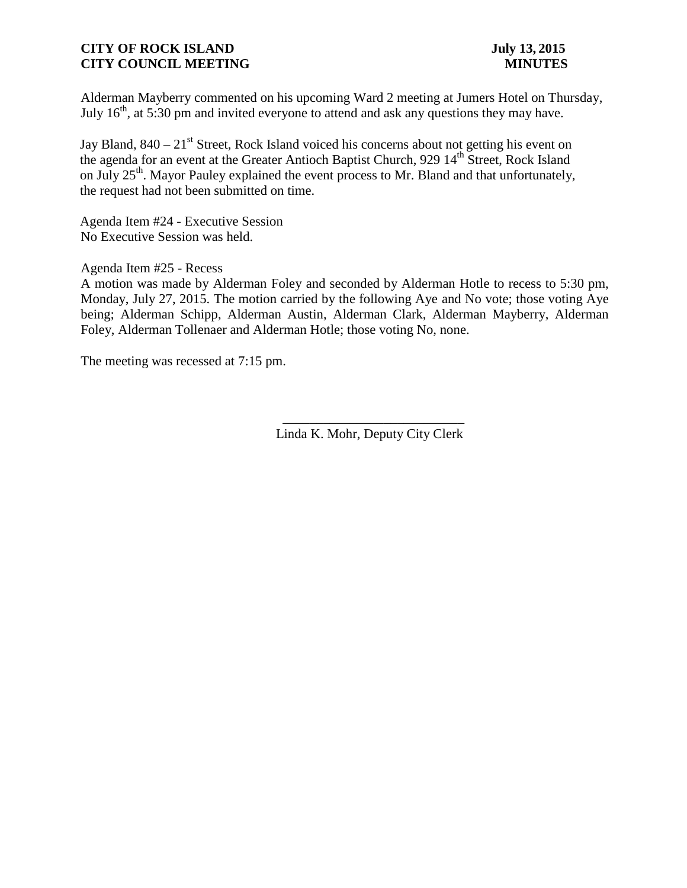Alderman Mayberry commented on his upcoming Ward 2 meeting at Jumers Hotel on Thursday, July 16th, at 5:30 pm and invited everyone to attend and ask any questions they may have.

Jay Bland, 840 – 21st Street, Rock Island voiced his concerns about not getting his event on the agenda for an event at the Greater Antioch Baptist Church, 929 14th Street, Rock Island on July 25th. Mayor Pauley explained the event process to Mr. Bland and that unfortunately, the request had not been submitted on time.

Agenda Item #24 - Executive Session
No Executive Session was held.

Agenda Item #25 - Recess
A motion was made by Alderman Foley and seconded by Alderman Hotle to recess to 5:30 pm, Monday, July 27, 2015. The motion carried by the following Aye and No vote; those voting Aye being; Alderman Schipp, Alderman Austin, Alderman Clark, Alderman Mayberry, Alderman Foley, Alderman Tollenaer and Alderman Hotle; those voting No, none.

The meeting was recessed at 7:15 pm.

\_\_\_\_\_\_\_\_\_\_\_\_\_\_\_\_\_\_\_\_\_\_\_\_\_\_\_
Linda K. Mohr, Deputy City Clerk